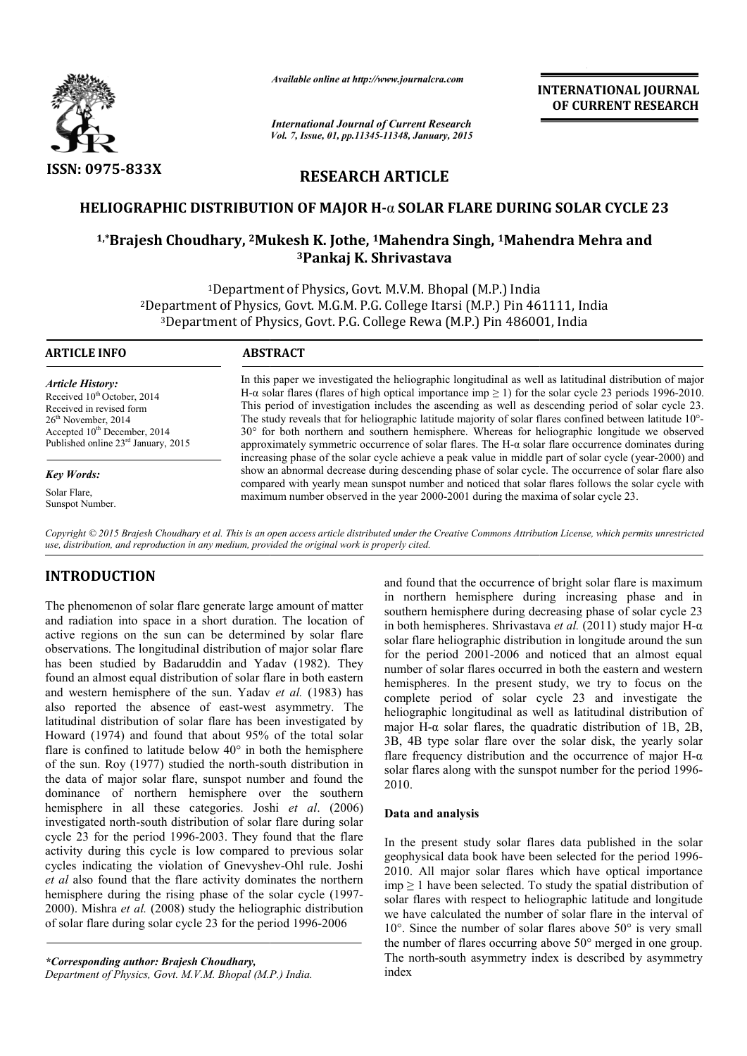ISSN: 0975-833X

*Available online at http://www.journalcra.com*

*International Journal of Current Research*
*Vol. 7, Issue, 01, pp.11345-11348, January, 2015*

**INTERNATIONAL JOURNAL OF CURRENT RESEARCH**

## RESEARCH ARTICLE

# HELIOGRAPHIC DISTRIBUTION OF MAJOR H-α SOLAR FLARE DURING SOLAR CYCLE 23

**[1,*]Brajesh Choudhary, [2]Mukesh K. Jothe, [1]Mahendra Singh, [1]Mahendra Mehra and [3]Pankaj K. Shrivastava**

[1]Department of Physics, Govt. M.V.M. Bhopal (M.P.) India
[2]Department of Physics, Govt. M.G.M. P.G. College Itarsi (M.P.) Pin 461111, India
[3]Department of Physics, Govt. P.G. College Rewa (M.P.) Pin 486001, India

**ARTICLE INFO**

*Article History:*
Received 10[th] October, 2014
Received in revised form
26[th] November, 2014
Accepted 10[th] December, 2014
Published online 23[rd] January, 2015

*Key Words:*
Solar Flare,
Sunspot Number.

**ABSTRACT**

In this paper we investigated the heliographic longitudinal as well as latitudinal distribution of major H-α solar flares (flares of high optical importance imp ≥ 1) for the solar cycle 23 periods 1996-2010. This period of investigation includes the ascending as well as descending period of solar cycle 23. The study reveals that for heliographic latitude majority of solar flares confined between latitude 10°-30° for both northern and southern hemisphere. Whereas for heliographic longitude we observed approximately symmetric occurrence of solar flares. The H-α solar flare occurrence dominates during increasing phase of the solar cycle achieve a peak value in middle part of solar cycle (year-2000) and show an abnormal decrease during descending phase of solar cycle. The occurrence of solar flare also compared with yearly mean sunspot number and noticed that solar flares follows the solar cycle with maximum number observed in the year 2000-2001 during the maxima of solar cycle 23.

*Copyright © 2015 Brajesh Choudhary et al. This is an open access article distributed under the Creative Commons Attribution License, which permits unrestricted use, distribution, and reproduction in any medium, provided the original work is properly cited.*

## INTRODUCTION

The phenomenon of solar flare generate large amount of matter and radiation into space in a short duration. The location of active regions on the sun can be determined by solar flare observations. The longitudinal distribution of major solar flare has been studied by Badaruddin and Yadav (1982). They found an almost equal distribution of solar flare in both eastern and western hemisphere of the sun. Yadav *et al.* (1983) has also reported the absence of east-west asymmetry. The latitudinal distribution of solar flare has been investigated by Howard (1974) and found that about 95% of the total solar flare is confined to latitude below 40° in both the hemisphere of the sun. Roy (1977) studied the north-south distribution in the data of major solar flare, sunspot number and found the dominance of northern hemisphere over the southern hemisphere in all these categories. Joshi *et al*. (2006) investigated north-south distribution of solar flare during solar cycle 23 for the period 1996-2003. They found that the flare activity during this cycle is low compared to previous solar cycles indicating the violation of Gnevyshev-Ohl rule. Joshi *et al* also found that the flare activity dominates the northern hemisphere during the rising phase of the solar cycle (1997-2000). Mishra *et al.* (2008) study the heliographic distribution of solar flare during solar cycle 23 for the period 1996-2006 and found that the occurrence of bright solar flare is maximum in northern hemisphere during increasing phase and in southern hemisphere during decreasing phase of solar cycle 23 in both hemispheres. Shrivastava *et al.* (2011) study major H-α solar flare heliographic distribution in longitude around the sun for the period 2001-2006 and noticed that an almost equal number of solar flares occurred in both the eastern and western hemispheres. In the present study, we try to focus on the complete period of solar cycle 23 and investigate the heliographic longitudinal as well as latitudinal distribution of major H-α solar flares, the quadratic distribution of 1B, 2B, 3B, 4B type solar flare over the solar disk, the yearly solar flare frequency distribution and the occurrence of major H-α solar flares along with the sunspot number for the period 1996-2010.

### Data and analysis

In the present study solar flares data published in the solar geophysical data book have been selected for the period 1996-2010. All major solar flares which have optical importance imp ≥ 1 have been selected. To study the spatial distribution of solar flares with respect to heliographic latitude and longitude we have calculated the number of solar flare in the interval of 10°. Since the number of solar flares above 50° is very small the number of flares occurring above 50° merged in one group. The north-south asymmetry index is described by asymmetry index

*\*Corresponding author: Brajesh Choudhary,*
*Department of Physics, Govt. M.V.M. Bhopal (M.P.) India.*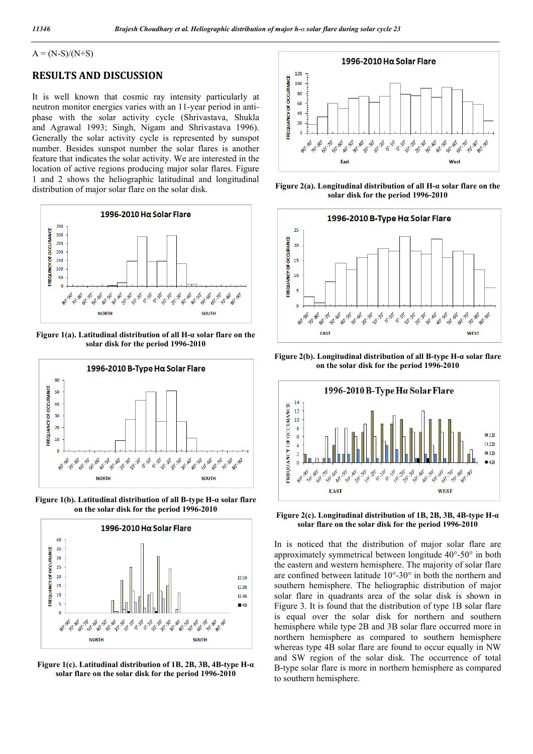A = (N-S)/(N+S)

## RESULTS AND DISCUSSION

It is well known that cosmic ray intensity particularly at neutron monitor energies varies with an 11-year period in anti-phase with the solar activity cycle (Shrivastava, Shukla and Agrawal 1993; Singh, Nigam and Shrivastava 1996). Generally the solar activity cycle is represented by sunspot number. Besides sunspot number the solar flares is another feature that indicates the solar activity. We are interested in the location of active regions producing major solar flares. Figure 1 and 2 shows the heliographic latitudinal and longitudinal distribution of major solar flare on the solar disk.

**Figure 1(a). Latitudinal distribution of all H-α solar flare on the solar disk for the period 1996-2010**

**Figure 1(b). Latitudinal distribution of all B-type H-α solar flare on the solar disk for the period 1996-2010**

**Figure 1(c). Latitudinal distribution of 1B, 2B, 3B, 4B-type H-α solar flare on the solar disk for the period 1996-2010**

**Figure 2(a). Longitudinal distribution of all H-α solar flare on the solar disk for the period 1996-2010**

**Figure 2(b). Longitudinal distribution of all B-type H-α solar flare on the solar disk for the period 1996-2010**

**Figure 2(c). Longitudinal distribution of 1B, 2B, 3B, 4B-type H-α solar flare on the solar disk for the period 1996-2010**

In is noticed that the distribution of major solar flare are approximately symmetrical between longitude 40°-50° in both the eastern and western hemisphere. The majority of solar flare are confined between latitude 10°-30° in both the northern and southern hemisphere. The heliographic distribution of major solar flare in quadrants area of the solar disk is shown in Figure 3. It is found that the distribution of type 1B solar flare is equal over the solar disk for northern and southern hemisphere while type 2B and 3B solar flare occurred more in northern hemisphere as compared to southern hemisphere whereas type 4B solar flare are found to occur equally in NW and SW region of the solar disk. The occurrence of total B-type solar flare is more in northern hemisphere as compared to southern hemisphere.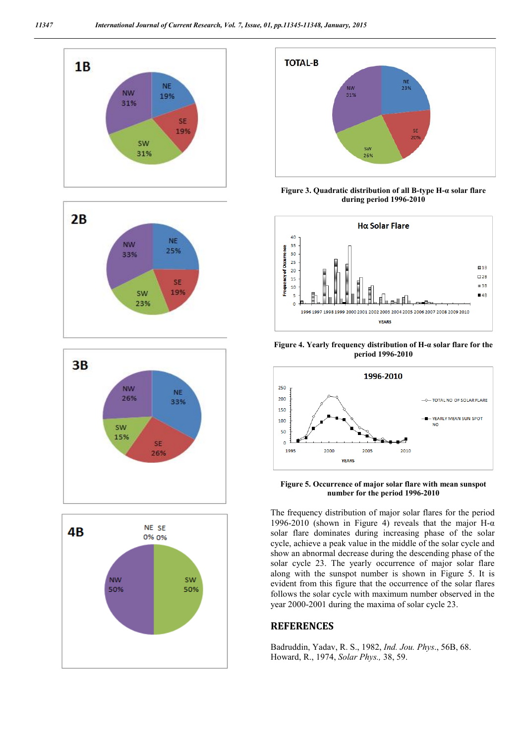Figure 3. Quadratic distribution of all B-type H-α solar flare during period 1996-2010

Figure 4. Yearly frequency distribution of H-α solar flare for the period 1996-2010

Figure 5. Occurrence of major solar flare with mean sunspot number for the period 1996-2010

The frequency distribution of major solar flares for the period 1996-2010 (shown in Figure 4) reveals that the major H-α solar flare dominates during increasing phase of the solar cycle, achieve a peak value in the middle of the solar cycle and show an abnormal decrease during the descending phase of the solar cycle 23. The yearly occurrence of major solar flare along with the sunspot number is shown in Figure 5. It is evident from this figure that the occurrence of the solar flares follows the solar cycle with maximum number observed in the year 2000-2001 during the maxima of solar cycle 23.

## REFERENCES

Badruddin, Yadav, R. S., 1982, *Ind. Jou. Phys*., 56B, 68.

Howard, R., 1974, *Solar Phys.,* 38, 59.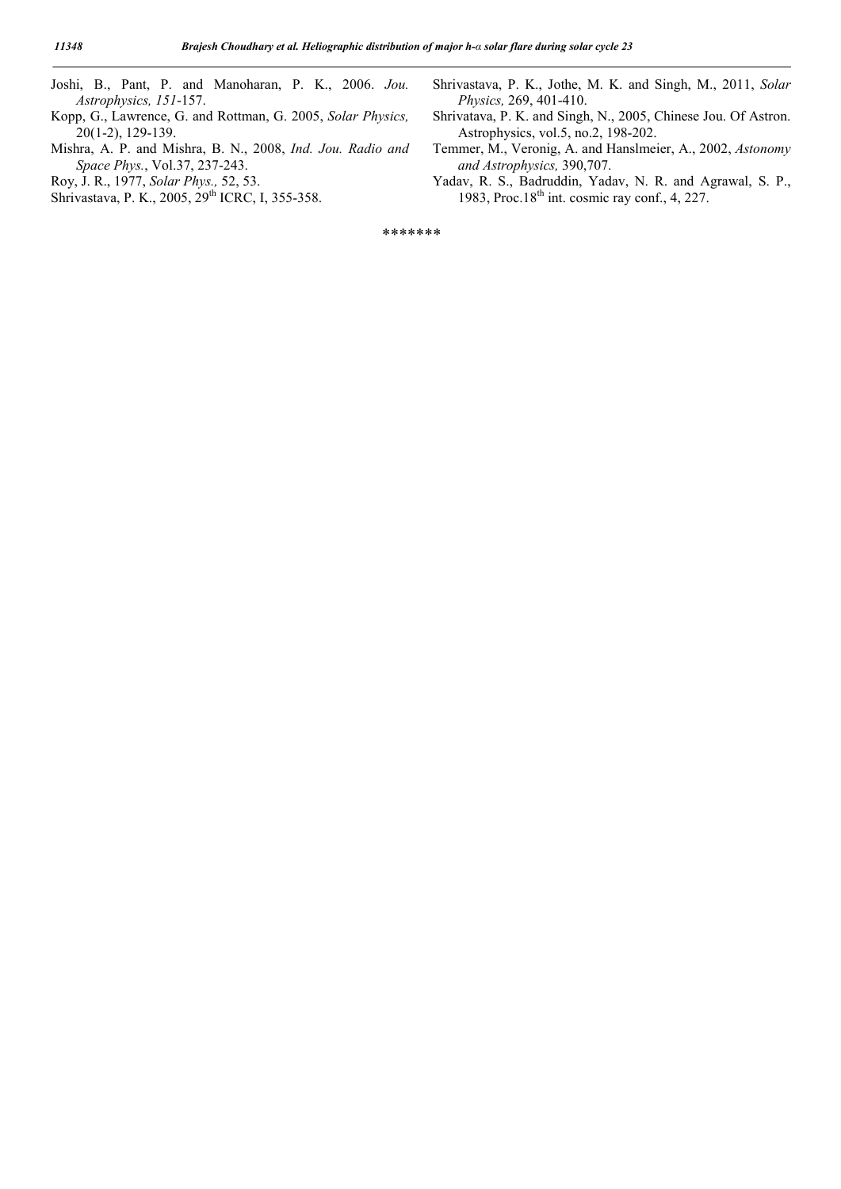Joshi, B., Pant, P. and Manoharan, P. K., 2006. *Jou. Astrophysics, 151*-157.

Kopp, G., Lawrence, G. and Rottman, G. 2005, *Solar Physics,* 20(1-2), 129-139.

Mishra, A. P. and Mishra, B. N., 2008, *Ind. Jou. Radio and Space Phys.*, Vol.37, 237-243.

Roy, J. R., 1977, *Solar Phys.,* 52, 53.

Shrivastava, P. K., 2005, 29th ICRC, I, 355-358.

Shrivastava, P. K., Jothe, M. K. and Singh, M., 2011, *Solar Physics,* 269, 401-410.

Shrivatava, P. K. and Singh, N., 2005, Chinese Jou. Of Astron. Astrophysics, vol.5, no.2, 198-202.

Temmer, M., Veronig, A. and Hanslmeier, A., 2002, *Astonomy and Astrophysics,* 390,707.

Yadav, R. S., Badruddin, Yadav, N. R. and Agrawal, S. P., 1983, Proc.18th int. cosmic ray conf., 4, 227.

*******